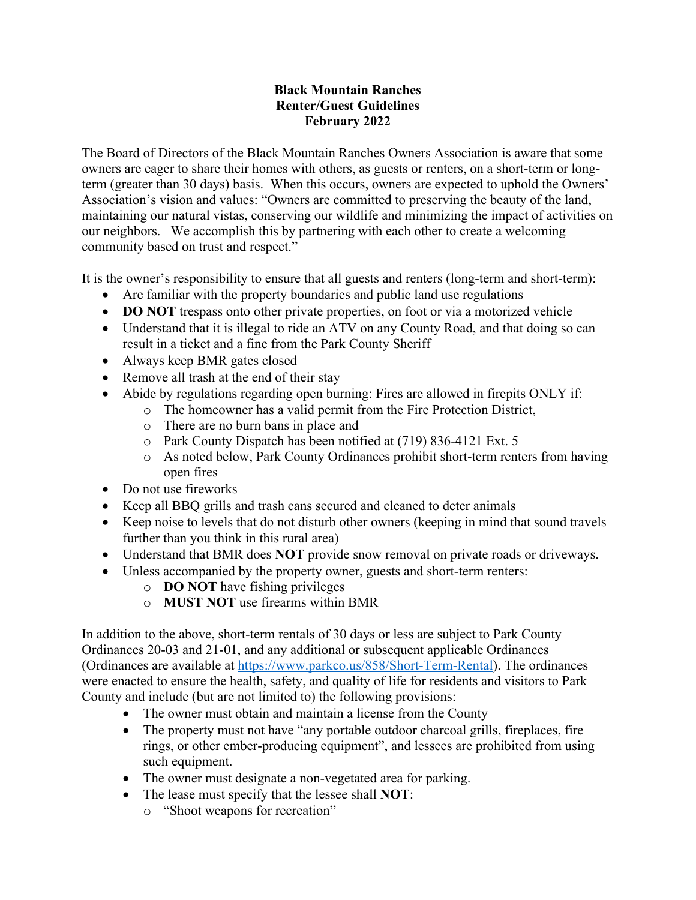**Black Mountain Ranches**
**Renter/Guest Guidelines**
**February 2022**

The Board of Directors of the Black Mountain Ranches Owners Association is aware that some owners are eager to share their homes with others, as guests or renters, on a short-term or long-term (greater than 30 days) basis. When this occurs, owners are expected to uphold the Owners' Association's vision and values: "Owners are committed to preserving the beauty of the land, maintaining our natural vistas, conserving our wildlife and minimizing the impact of activities on our neighbors. We accomplish this by partnering with each other to create a welcoming community based on trust and respect."

It is the owner's responsibility to ensure that all guests and renters (long-term and short-term):

- Are familiar with the property boundaries and public land use regulations
- **DO NOT** trespass onto other private properties, on foot or via a motorized vehicle
- Understand that it is illegal to ride an ATV on any County Road, and that doing so can result in a ticket and a fine from the Park County Sheriff
- Always keep BMR gates closed
- Remove all trash at the end of their stay
- Abide by regulations regarding open burning: Fires are allowed in firepits ONLY if:
  - The homeowner has a valid permit from the Fire Protection District,
  - There are no burn bans in place and
  - Park County Dispatch has been notified at (719) 836-4121 Ext. 5
  - As noted below, Park County Ordinances prohibit short-term renters from having open fires
- Do not use fireworks
- Keep all BBQ grills and trash cans secured and cleaned to deter animals
- Keep noise to levels that do not disturb other owners (keeping in mind that sound travels further than you think in this rural area)
- Understand that BMR does **NOT** provide snow removal on private roads or driveways.
- Unless accompanied by the property owner, guests and short-term renters:
  - **DO NOT** have fishing privileges
  - **MUST NOT** use firearms within BMR

In addition to the above, short-term rentals of 30 days or less are subject to Park County Ordinances 20-03 and 21-01, and any additional or subsequent applicable Ordinances (Ordinances are available at https://www.parkco.us/858/Short-Term-Rental). The ordinances were enacted to ensure the health, safety, and quality of life for residents and visitors to Park County and include (but are not limited to) the following provisions:

- The owner must obtain and maintain a license from the County
- The property must not have "any portable outdoor charcoal grills, fireplaces, fire rings, or other ember-producing equipment", and lessees are prohibited from using such equipment.
- The owner must designate a non-vegetated area for parking.
- The lease must specify that the lessee shall **NOT**:
  - "Shoot weapons for recreation"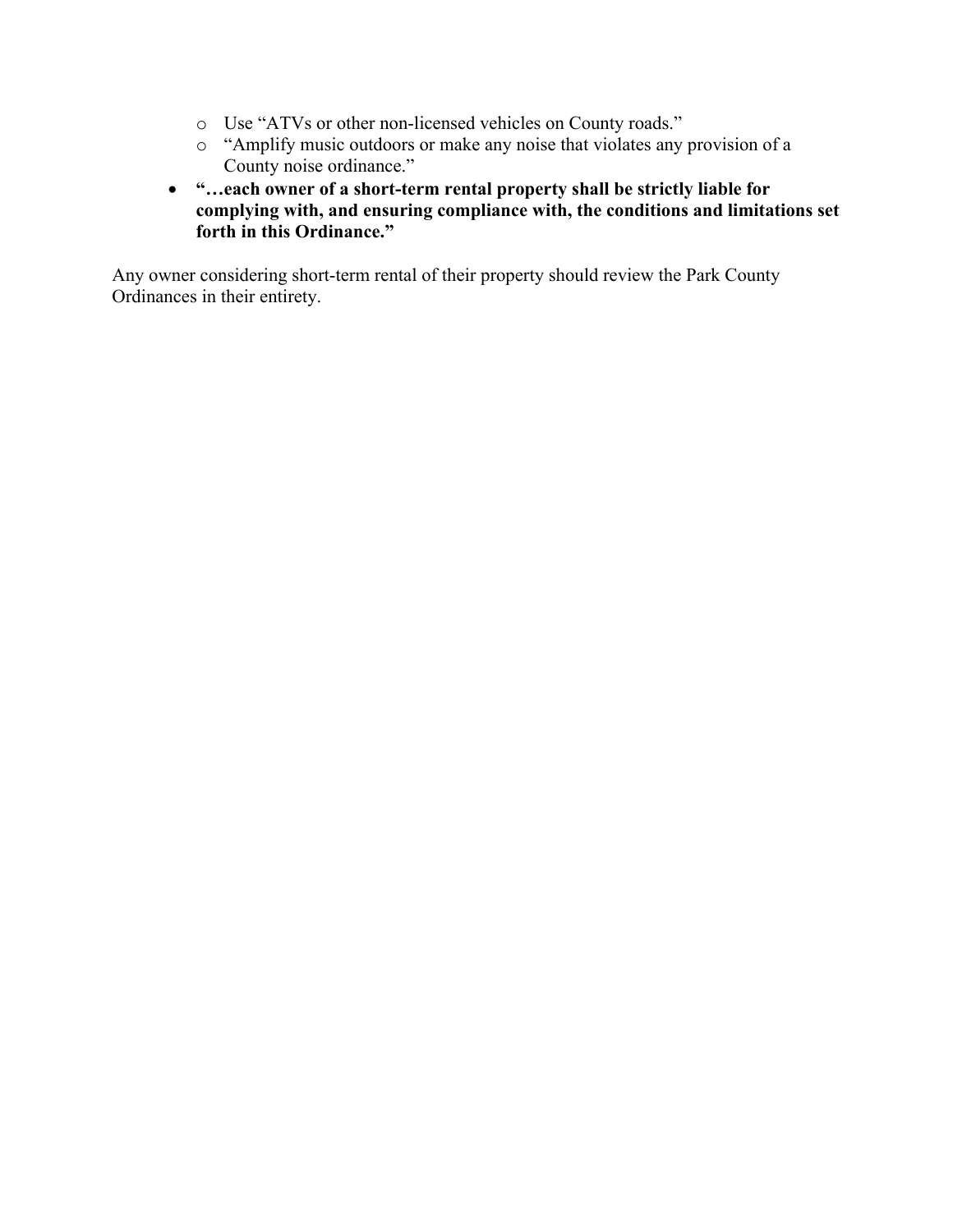- Use “ATVs or other non-licensed vehicles on County roads.”
  - “Amplify music outdoors or make any noise that violates any provision of a County noise ordinance.”
- **“…each owner of a short-term rental property shall be strictly liable for complying with, and ensuring compliance with, the conditions and limitations set forth in this Ordinance.”**

Any owner considering short-term rental of their property should review the Park County Ordinances in their entirety.